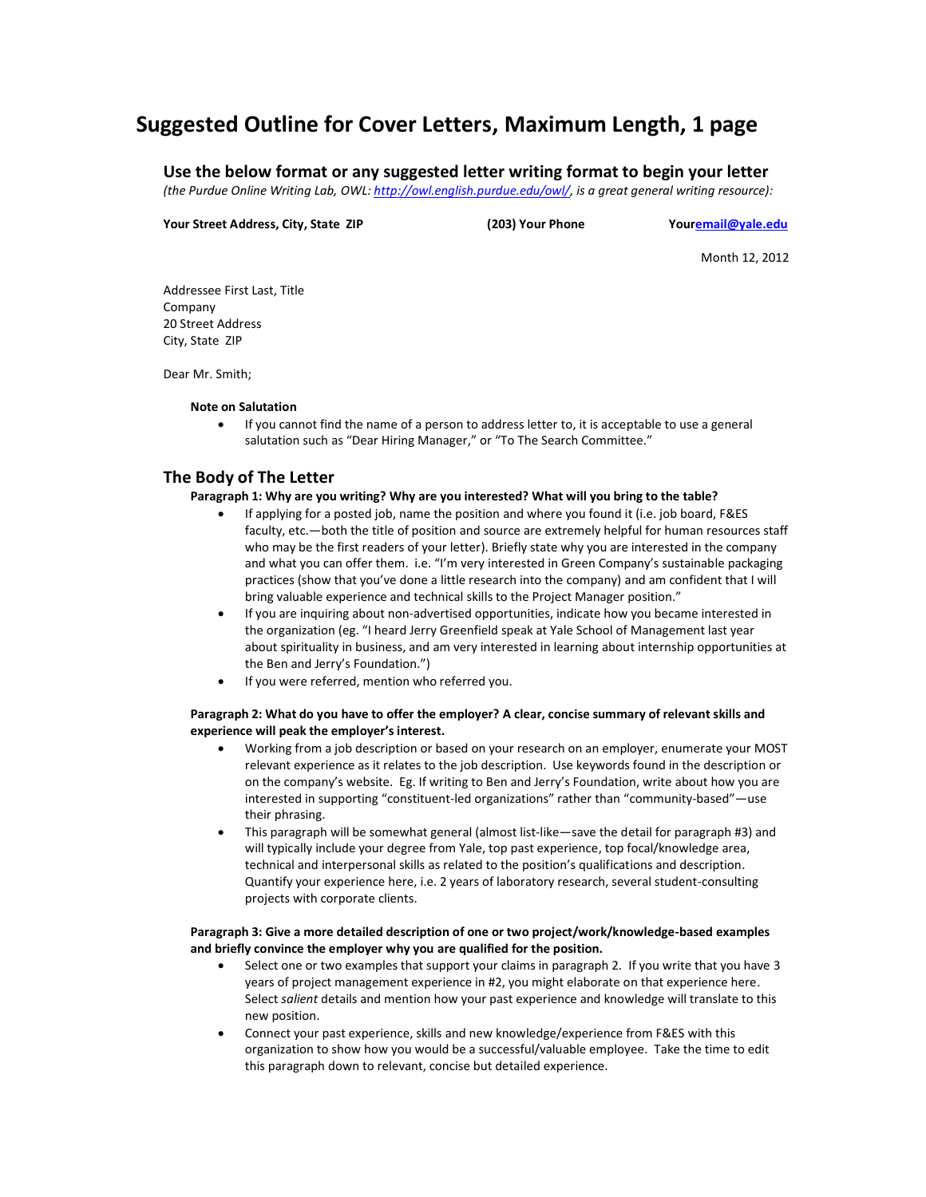# Suggested Outline for Cover Letters, Maximum Length, 1 page

## Use the below format or any suggested letter writing format to begin your letter

*(the Purdue Online Writing Lab, OWL: http://owl.english.purdue.edu/owl/, is a great general writing resource):*

**Your Street Address, City, State ZIP** **(203) Your Phone** **Youremail@yale.edu**

Month 12, 2012

Addressee First Last, Title
Company
20 Street Address
City, State ZIP

Dear Mr. Smith;

**Note on Salutation**

- If you cannot find the name of a person to address letter to, it is acceptable to use a general salutation such as "Dear Hiring Manager," or "To The Search Committee."

## The Body of The Letter

**Paragraph 1: Why are you writing? Why are you interested? What will you bring to the table?**

- If applying for a posted job, name the position and where you found it (i.e. job board, F&ES faculty, etc.—both the title of position and source are extremely helpful for human resources staff who may be the first readers of your letter). Briefly state why you are interested in the company and what you can offer them. i.e. "I'm very interested in Green Company's sustainable packaging practices (show that you've done a little research into the company) and am confident that I will bring valuable experience and technical skills to the Project Manager position."
- If you are inquiring about non-advertised opportunities, indicate how you became interested in the organization (eg. "I heard Jerry Greenfield speak at Yale School of Management last year about spirituality in business, and am very interested in learning about internship opportunities at the Ben and Jerry's Foundation.")
- If you were referred, mention who referred you.

**Paragraph 2: What do you have to offer the employer? A clear, concise summary of relevant skills and experience will peak the employer's interest.**

- Working from a job description or based on your research on an employer, enumerate your MOST relevant experience as it relates to the job description. Use keywords found in the description or on the company's website. Eg. If writing to Ben and Jerry's Foundation, write about how you are interested in supporting "constituent-led organizations" rather than "community-based"—use their phrasing.
- This paragraph will be somewhat general (almost list-like—save the detail for paragraph #3) and will typically include your degree from Yale, top past experience, top focal/knowledge area, technical and interpersonal skills as related to the position's qualifications and description. Quantify your experience here, i.e. 2 years of laboratory research, several student-consulting projects with corporate clients.

**Paragraph 3: Give a more detailed description of one or two project/work/knowledge-based examples and briefly convince the employer why you are qualified for the position.**

- Select one or two examples that support your claims in paragraph 2. If you write that you have 3 years of project management experience in #2, you might elaborate on that experience here. Select *salient* details and mention how your past experience and knowledge will translate to this new position.
- Connect your past experience, skills and new knowledge/experience from F&ES with this organization to show how you would be a successful/valuable employee. Take the time to edit this paragraph down to relevant, concise but detailed experience.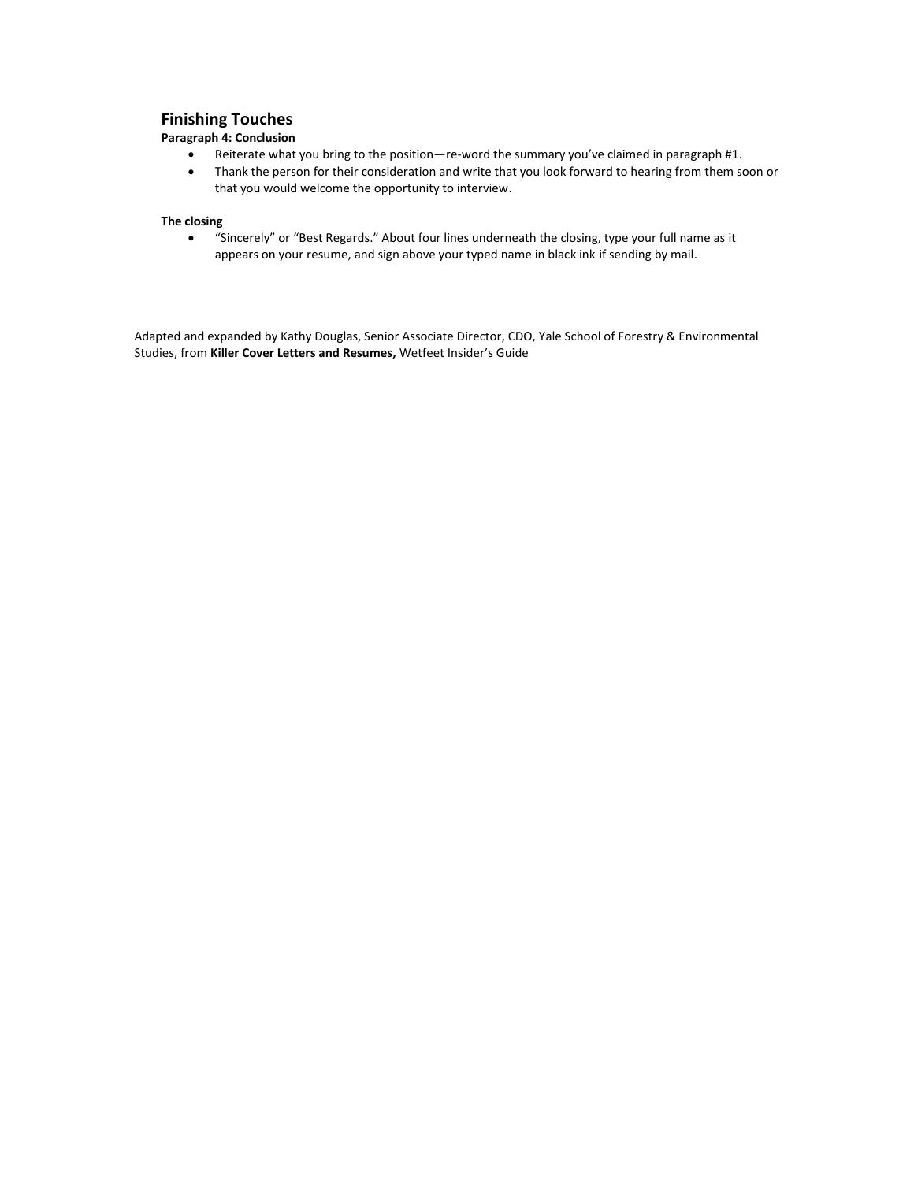## Finishing Touches

**Paragraph 4: Conclusion**

- Reiterate what you bring to the position—re-word the summary you've claimed in paragraph #1.
- Thank the person for their consideration and write that you look forward to hearing from them soon or that you would welcome the opportunity to interview.

**The closing**

- "Sincerely" or "Best Regards." About four lines underneath the closing, type your full name as it appears on your resume, and sign above your typed name in black ink if sending by mail.

Adapted and expanded by Kathy Douglas, Senior Associate Director, CDO, Yale School of Forestry & Environmental Studies, from **Killer Cover Letters and Resumes,** Wetfeet Insider's Guide